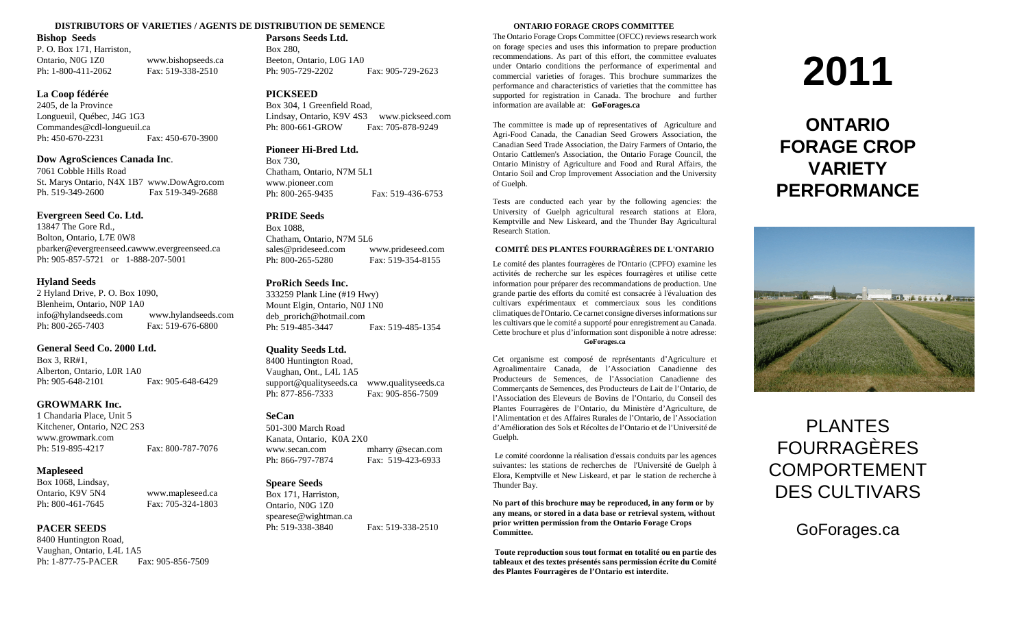## DISTRIBUTORS OF VARIETIES / AGENTS DE DISTRIBUTION DE SEMENCE

**Bishop Seeds**
P. O. Box 171, Harriston,
Ontario, N0G 1Z0 www.bishopseeds.ca
Ph: 1-800-411-2062 Fax: 519-338-2510

**La Coop fédérée**
2405, de la Province
Longueuil, Québec, J4G 1G3
Commandes@cdl-longueuil.ca
Ph: 450-670-2231 Fax: 450-670-3900

**Dow AgroSciences Canada Inc**.
7061 Cobble Hills Road
St. Marys Ontario, N4X 1B7 www.DowAgro.com
Ph. 519-349-2600 Fax 519-349-2688

**Evergreen Seed Co. Ltd.**
13847 The Gore Rd.,
Bolton, Ontario, L7E 0W8
pbarker@evergreenseed.cawww.evergreenseed.ca
Ph: 905-857-5721 or 1-888-207-5001

**Hyland Seeds**
2 Hyland Drive, P. O. Box 1090,
Blenheim, Ontario, N0P 1A0
info@hylandseeds.com www.hylandseeds.com
Ph: 800-265-7403 Fax: 519-676-6800

**General Seed Co. 2000 Ltd.**
Box 3, RR#1,
Alberton, Ontario, L0R 1A0
Ph: 905-648-2101 Fax: 905-648-6429

**GROWMARK Inc.**
1 Chandaria Place, Unit 5
Kitchener, Ontario, N2C 2S3
www.growmark.com
Ph: 519-895-4217 Fax: 800-787-7076

**Mapleseed**
Box 1068, Lindsay,
Ontario, K9V 5N4 www.mapleseed.ca
Ph: 800-461-7645 Fax: 705-324-1803

**PACER SEEDS**
8400 Huntington Road,
Vaughan, Ontario, L4L 1A5
Ph: 1-877-75-PACER Fax: 905-856-7509

**Parsons Seeds Ltd.**
Box 280,
Beeton, Ontario, L0G 1A0
Ph: 905-729-2202 Fax: 905-729-2623

**PICKSEED**
Box 304, 1 Greenfield Road,
Lindsay, Ontario, K9V 4S3 www.pickseed.com
Ph: 800-661-GROW Fax: 705-878-9249

**Pioneer Hi-Bred Ltd.**
Box 730,
Chatham, Ontario, N7M 5L1
www.pioneer.com
Ph: 800-265-9435 Fax: 519-436-6753

**PRIDE Seeds**
Box 1088,
Chatham, Ontario, N7M 5L6
sales@prideseed.com www.prideseed.com
Ph: 800-265-5280 Fax: 519-354-8155

**ProRich Seeds Inc.**
333259 Plank Line (#19 Hwy)
Mount Elgin, Ontario, N0J 1N0
deb_prorich@hotmail.com
Ph: 519-485-3447 Fax: 519-485-1354

**Quality Seeds Ltd.**
8400 Huntington Road,
Vaughan, Ont., L4L 1A5
support@qualityseeds.ca www.qualityseeds.ca
Ph: 877-856-7333 Fax: 905-856-7509

**SeCan**
501-300 March Road
Kanata, Ontario, K0A 2X0
www.secan.com mharry @secan.com
Ph: 866-797-7874 Fax: 519-423-6933

**Speare Seeds**
Box 171, Harriston,
Ontario, N0G 1Z0
spearese@wightman.ca
Ph: 519-338-3840 Fax: 519-338-2510

## ONTARIO FORAGE CROPS COMMITTEE

The Ontario Forage Crops Committee (OFCC) reviews research work on forage species and uses this information to prepare production recommendations. As part of this effort, the committee evaluates under Ontario conditions the performance of experimental and commercial varieties of forages. This brochure summarizes the performance and characteristics of varieties that the committee has supported for registration in Canada. The brochure and further information are available at: **GoForages.ca**

The committee is made up of representatives of Agriculture and Agri-Food Canada, the Canadian Seed Growers Association, the Canadian Seed Trade Association, the Dairy Farmers of Ontario, the Ontario Cattlemen's Association, the Ontario Forage Council, the Ontario Ministry of Agriculture and Food and Rural Affairs, the Ontario Soil and Crop Improvement Association and the University of Guelph.

Tests are conducted each year by the following agencies: the University of Guelph agricultural research stations at Elora, Kemptville and New Liskeard, and the Thunder Bay Agricultural Research Station.

## COMITÉ DES PLANTES FOURRAGÈRES DE L'ONTARIO

Le comité des plantes fourragères de l'Ontario (CPFO) examine les activités de recherche sur les espèces fourragères et utilise cette information pour préparer des recommandations de production. Une grande partie des efforts du comité est consacrée à l'évaluation des cultivars expérimentaux et commerciaux sous les conditions climatiques de l'Ontario. Ce carnet consigne diverses informations sur les cultivars que le comité a supporté pour enregistrement au Canada. Cette brochure et plus d'information sont disponible à notre adresse: **GoForages.ca**

Cet organisme est composé de représentants d'Agriculture et Agroalimentaire Canada, de l'Association Canadienne des Producteurs de Semences, de l'Association Canadienne des Commerçants de Semences, des Producteurs de Lait de l'Ontario, de l'Association des Eleveurs de Bovins de l'Ontario, du Conseil des Plantes Fourragères de l'Ontario, du Ministère d'Agriculture, de l'Alimentation et des Affaires Rurales de l'Ontario, de l'Association d'Amélioration des Sols et Récoltes de l'Ontario et de l'Université de Guelph.

Le comité coordonne la réalisation d'essais conduits par les agences suivantes: les stations de recherches de l'Université de Guelph à Elora, Kemptville et New Liskeard, et par le station de recherche à Thunder Bay.

**No part of this brochure may be reproduced, in any form or by any means, or stored in a data base or retrieval system, without prior written permission from the Ontario Forage Crops Committee.**

**Toute reproduction sous tout format en totalité ou en partie des tableaux et des textes présentés sans permission écrite du Comité des Plantes Fourragères de l'Ontario est interdite.**

# 2011

# ONTARIO FORAGE CROP VARIETY PERFORMANCE

# PLANTES FOURRAGÈRES COMPORTEMENT DES CULTIVARS

GoForages.ca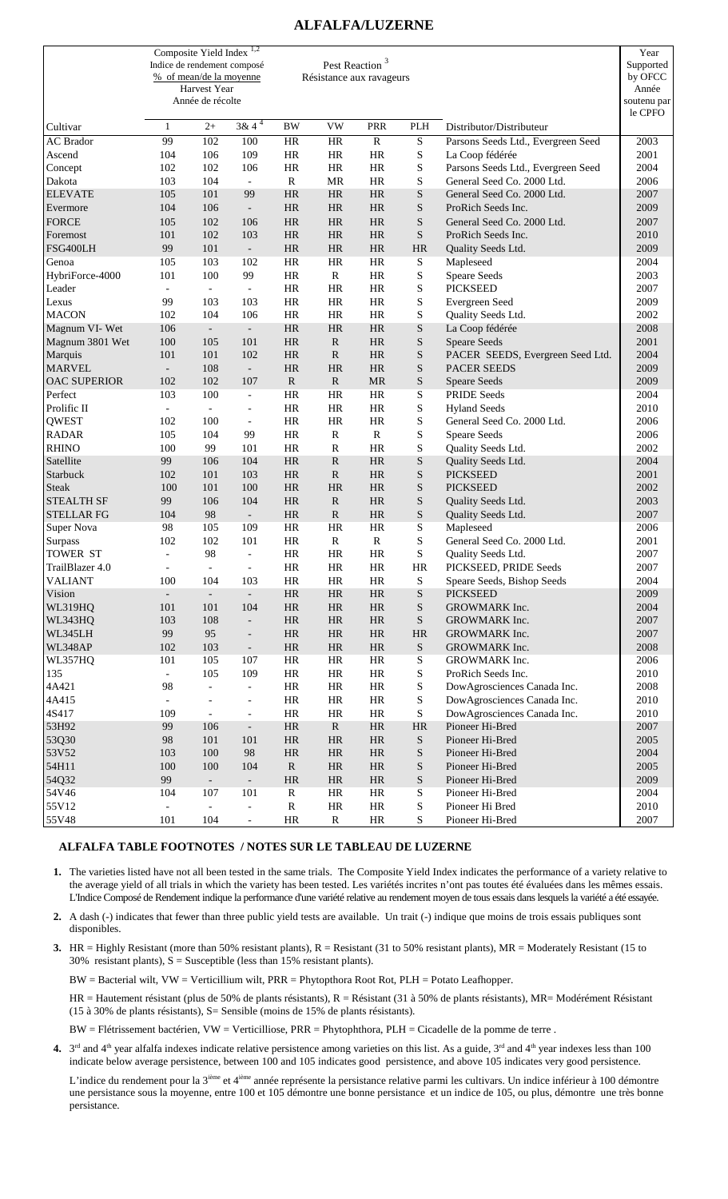# ALFALFA/LUZERNE

| Cultivar | Composite Yield Index [1,2] / Indice de rendement composé / % of mean/de la moyenne / Harvest Year / Année de récolte | | | Pest Reaction [3] / Résistance aux ravageurs | | | | Distributor/Distributeur | Year Supported by OFCC / Année soutenu par le CPFO |
|---|---|---|---|---|---|---|---|---|---|
| | 1 | 2+ | 3& 4 [4] | BW | VW | PRR | PLH | | |
| AC Brador | 99 | 102 | 100 | HR | HR | R | S | Parsons Seeds Ltd., Evergreen Seed | 2003 |
| Ascend | 104 | 106 | 109 | HR | HR | HR | S | La Coop fédérée | 2001 |
| Concept | 102 | 102 | 106 | HR | HR | HR | S | Parsons Seeds Ltd., Evergreen Seed | 2004 |
| Dakota | 103 | 104 | - | R | MR | HR | S | General Seed Co. 2000 Ltd. | 2006 |
| ELEVATE | 105 | 101 | 99 | HR | HR | HR | S | General Seed Co. 2000 Ltd. | 2007 |
| Evermore | 104 | 106 | - | HR | HR | HR | S | ProRich Seeds Inc. | 2009 |
| FORCE | 105 | 102 | 106 | HR | HR | HR | S | General Seed Co. 2000 Ltd. | 2007 |
| Foremost | 101 | 102 | 103 | HR | HR | HR | S | ProRich Seeds Inc. | 2010 |
| FSG400LH | 99 | 101 | - | HR | HR | HR | HR | Quality Seeds Ltd. | 2009 |
| Genoa | 105 | 103 | 102 | HR | HR | HR | S | Mapleseed | 2004 |
| HybriForce-4000 | 101 | 100 | 99 | HR | R | HR | S | Speare Seeds | 2003 |
| Leader | - | - | - | HR | HR | HR | S | PICKSEED | 2007 |
| Lexus | 99 | 103 | 103 | HR | HR | HR | S | Evergreen Seed | 2009 |
| MACON | 102 | 104 | 106 | HR | HR | HR | S | Quality Seeds Ltd. | 2002 |
| Magnum VI- Wet | 106 | - | - | HR | HR | HR | S | La Coop fédérée | 2008 |
| Magnum 3801 Wet | 100 | 105 | 101 | HR | R | HR | S | Speare Seeds | 2001 |
| Marquis | 101 | 101 | 102 | HR | R | HR | S | PACER SEEDS, Evergreen Seed Ltd. | 2004 |
| MARVEL | - | 108 | - | HR | HR | HR | S | PACER SEEDS | 2009 |
| OAC SUPERIOR | 102 | 102 | 107 | R | R | MR | S | Speare Seeds | 2009 |
| Perfect | 103 | 100 | - | HR | HR | HR | S | PRIDE Seeds | 2004 |
| Prolific II | - | - | - | HR | HR | HR | S | Hyland Seeds | 2010 |
| QWEST | 102 | 100 | - | HR | HR | HR | S | General Seed Co. 2000 Ltd. | 2006 |
| RADAR | 105 | 104 | 99 | HR | R | R | S | Speare Seeds | 2006 |
| RHINO | 100 | 99 | 101 | HR | R | HR | S | Quality Seeds Ltd. | 2002 |
| Satellite | 99 | 106 | 104 | HR | R | HR | S | Quality Seeds Ltd. | 2004 |
| Starbuck | 102 | 101 | 103 | HR | R | HR | S | PICKSEED | 2001 |
| Steak | 100 | 101 | 100 | HR | HR | HR | S | PICKSEED | 2002 |
| STEALTH SF | 99 | 106 | 104 | HR | R | HR | S | Quality Seeds Ltd. | 2003 |
| STELLAR FG | 104 | 98 | - | HR | R | HR | S | Quality Seeds Ltd. | 2007 |
| Super Nova | 98 | 105 | 109 | HR | HR | HR | S | Mapleseed | 2006 |
| Surpass | 102 | 102 | 101 | HR | R | R | S | General Seed Co. 2000 Ltd. | 2001 |
| TOWER ST | - | 98 | - | HR | HR | HR | S | Quality Seeds Ltd. | 2007 |
| TrailBlazer 4.0 | - | - | - | HR | HR | HR | HR | PICKSEED, PRIDE Seeds | 2007 |
| VALIANT | 100 | 104 | 103 | HR | HR | HR | S | Speare Seeds, Bishop Seeds | 2004 |
| Vision | - | - | - | HR | HR | HR | S | PICKSEED | 2009 |
| WL319HQ | 101 | 101 | 104 | HR | HR | HR | S | GROWMARK Inc. | 2004 |
| WL343HQ | 103 | 108 | - | HR | HR | HR | S | GROWMARK Inc. | 2007 |
| WL345LH | 99 | 95 | - | HR | HR | HR | HR | GROWMARK Inc. | 2007 |
| WL348AP | 102 | 103 | - | HR | HR | HR | S | GROWMARK Inc. | 2008 |
| WL357HQ | 101 | 105 | 107 | HR | HR | HR | S | GROWMARK Inc. | 2006 |
| 135 | - | 105 | 109 | HR | HR | HR | S | ProRich Seeds Inc. | 2010 |
| 4A421 | 98 | - | - | HR | HR | HR | S | DowAgrosciences Canada Inc. | 2008 |
| 4A415 | - | - | - | HR | HR | HR | S | DowAgrosciences Canada Inc. | 2010 |
| 4S417 | 109 | - | - | HR | HR | HR | S | DowAgrosciences Canada Inc. | 2010 |
| 53H92 | 99 | 106 | - | HR | R | HR | HR | Pioneer Hi-Bred | 2007 |
| 53Q30 | 98 | 101 | 101 | HR | HR | HR | S | Pioneer Hi-Bred | 2005 |
| 53V52 | 103 | 100 | 98 | HR | HR | HR | S | Pioneer Hi-Bred | 2004 |
| 54H11 | 100 | 100 | 104 | R | HR | HR | S | Pioneer Hi-Bred | 2005 |
| 54Q32 | 99 | - | - | HR | HR | HR | S | Pioneer Hi-Bred | 2009 |
| 54V46 | 104 | 107 | 101 | R | HR | HR | S | Pioneer Hi-Bred | 2004 |
| 55V12 | - | - | - | R | HR | HR | S | Pioneer Hi Bred | 2010 |
| 55V48 | 101 | 104 | - | HR | R | HR | S | Pioneer Hi-Bred | 2007 |

## ALFALFA TABLE FOOTNOTES / NOTES SUR LE TABLEAU DE LUZERNE

1. The varieties listed have not all been tested in the same trials. The Composite Yield Index indicates the performance of a variety relative to the average yield of all trials in which the variety has been tested. Les variétés incrites n'ont pas toutes été évaluées dans les mêmes essais. L'Indice Composé de Rendement indique la performance d'une variété relative au rendement moyen de tous essais dans lesquels la variété a été essayée.

2. A dash (-) indicates that fewer than three public yield tests are available. Un trait (-) indique que moins de trois essais publiques sont disponibles.

3. HR = Highly Resistant (more than 50% resistant plants), R = Resistant (31 to 50% resistant plants), MR = Moderately Resistant (15 to 30% resistant plants), S = Susceptible (less than 15% resistant plants).

   BW = Bacterial wilt, VW = Verticillium wilt, PRR = Phytopthora Root Rot, PLH = Potato Leafhopper.

   HR = Hautement résistant (plus de 50% de plants résistants), R = Résistant (31 à 50% de plants résistants), MR= Modérément Résistant (15 à 30% de plants résistants), S= Sensible (moins de 15% de plants résistants).

   BW = Flétrissement bactérien, VW = Verticilliose, PRR = Phytophthora, PLH = Cicadelle de la pomme de terre .

4. 3rd and 4th year alfalfa indexes indicate relative persistence among varieties on this list. As a guide, 3rd and 4th year indexes less than 100 indicate below average persistence, between 100 and 105 indicates good persistence, and above 105 indicates very good persistence.

   L'indice du rendement pour la 3ième et 4ième année représente la persistance relative parmi les cultivars. Un indice inférieur à 100 démontre une persistance sous la moyenne, entre 100 et 105 démontre une bonne persistance et un indice de 105, ou plus, démontre une très bonne persistance.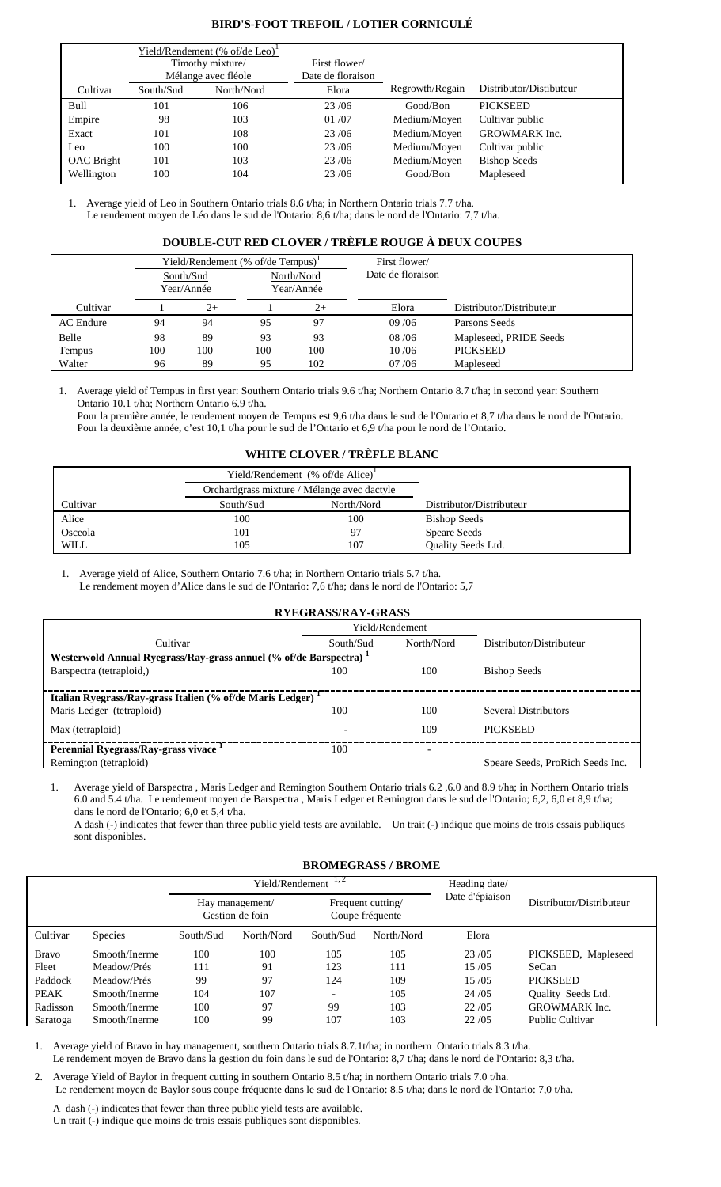## BIRD'S-FOOT TREFOIL / LOTIER CORNICULÉ

| | Yield/Rendement (% of/de Leo)[1] Timothy mixture/ Mélange avec fléole | | First flower/ Date de floraison | | |
|---|---|---|---|---|---|
| Cultivar | South/Sud | North/Nord | Elora | Regrowth/Regain | Distributor/Distibuteur |
| Bull | 101 | 106 | 23 /06 | Good/Bon | PICKSEED |
| Empire | 98 | 103 | 01 /07 | Medium/Moyen | Cultivar public |
| Exact | 101 | 108 | 23 /06 | Medium/Moyen | GROWMARK Inc. |
| Leo | 100 | 100 | 23 /06 | Medium/Moyen | Cultivar public |
| OAC Bright | 101 | 103 | 23 /06 | Medium/Moyen | Bishop Seeds |
| Wellington | 100 | 104 | 23 /06 | Good/Bon | Mapleseed |

1. Average yield of Leo in Southern Ontario trials 8.6 t/ha; in Northern Ontario trials 7.7 t/ha.
   Le rendement moyen de Léo dans le sud de l'Ontario: 8,6 t/ha; dans le nord de l'Ontario: 7,7 t/ha.

## DOUBLE-CUT RED CLOVER / TRÈFLE ROUGE À DEUX COUPES

| | Yield/Rendement (% of/de Tempus)[1] | | | | First flower/ Date de floraison | |
|---|---|---|---|---|---|---|
| | South/Sud Year/Année | | North/Nord Year/Année | | | |
| Cultivar | 1 | 2+ | 1 | 2+ | Elora | Distributor/Distributeur |
| AC Endure | 94 | 94 | 95 | 97 | 09 /06 | Parsons Seeds |
| Belle | 98 | 89 | 93 | 93 | 08 /06 | Mapleseed, PRIDE Seeds |
| Tempus | 100 | 100 | 100 | 100 | 10 /06 | PICKSEED |
| Walter | 96 | 89 | 95 | 102 | 07 /06 | Mapleseed |

1. Average yield of Tempus in first year: Southern Ontario trials 9.6 t/ha; Northern Ontario 8.7 t/ha; in second year: Southern Ontario 10.1 t/ha; Northern Ontario 6.9 t/ha.
   Pour la première année, le rendement moyen de Tempus est 9,6 t/ha dans le sud de l'Ontario et 8,7 t/ha dans le nord de l'Ontario. Pour la deuxième année, c'est 10,1 t/ha pour le sud de l'Ontario et 6,9 t/ha pour le nord de l'Ontario.

## WHITE CLOVER / TRÈFLE BLANC

| | Yield/Rendement (% of/de Alice)[1] Orchardgrass mixture / Mélange avec dactyle | | |
|---|---|---|---|
| Cultivar | South/Sud | North/Nord | Distributor/Distributeur |
| Alice | 100 | 100 | Bishop Seeds |
| Osceola | 101 | 97 | Speare Seeds |
| WILL | 105 | 107 | Quality Seeds Ltd. |

1. Average yield of Alice, Southern Ontario 7.6 t/ha; in Northern Ontario trials 5.7 t/ha.
   Le rendement moyen d'Alice dans le sud de l'Ontario: 7,6 t/ha; dans le nord de l'Ontario: 5,7

## RYEGRASS/RAY-GRASS

| | Yield/Rendement | | |
|---|---|---|---|
| Cultivar | South/Sud | North/Nord | Distributor/Distributeur |
| **Westerwold Annual Ryegrass/Ray-grass annuel (% of/de Barspectra)[1]** | | | |
| Barspectra (tetraploid,) | 100 | 100 | Bishop Seeds |
| **Italian Ryegrass/Ray-grass Italien (% of/de Maris Ledger)[1]** | | | |
| Maris Ledger (tetraploid) | 100 | 100 | Several Distributors |
| Max (tetraploid) | - | 109 | PICKSEED |
| **Perennial Ryegrass/Ray-grass vivace[1]** | | | |
| Remington (tetraploid) | 100 | - | Speare Seeds, ProRich Seeds Inc. |

1. Average yield of Barspectra , Maris Ledger and Remington Southern Ontario trials 6.2 ,6.0 and 8.9 t/ha; in Northern Ontario trials 6.0 and 5.4 t/ha. Le rendement moyen de Barspectra , Maris Ledger et Remington dans le sud de l'Ontario; 6,2, 6,0 et 8,9 t/ha; dans le nord de l'Ontario; 6,0 et 5,4 t/ha.
   A dash (-) indicates that fewer than three public yield tests are available. Un trait (-) indique que moins de trois essais publiques sont disponibles.

## BROMEGRASS / BROME

| | | Yield/Rendement[1,2] | | | | Heading date/ Date d'épiaison | |
|---|---|---|---|---|---|---|---|
| | | Hay management/ Gestion de foin | | Frequent cutting/ Coupe fréquente | | | Distributor/Distributeur |
| Cultivar | Species | South/Sud | North/Nord | South/Sud | North/Nord | Elora | |
| Bravo | Smooth/Inerme | 100 | 100 | 105 | 105 | 23 /05 | PICKSEED, Mapleseed |
| Fleet | Meadow/Prés | 111 | 91 | 123 | 111 | 15 /05 | SeCan |
| Paddock | Meadow/Prés | 99 | 97 | 124 | 109 | 15 /05 | PICKSEED |
| PEAK | Smooth/Inerme | 104 | 107 | - | 105 | 24 /05 | Quality Seeds Ltd. |
| Radisson | Smooth/Inerme | 100 | 97 | 99 | 103 | 22 /05 | GROWMARK Inc. |
| Saratoga | Smooth/Inerme | 100 | 99 | 107 | 103 | 22 /05 | Public Cultivar |

1. Average yield of Bravo in hay management, southern Ontario trials 8.7.1t/ha; in northern Ontario trials 8.3 t/ha.
   Le rendement moyen de Bravo dans la gestion du foin dans le sud de l'Ontario: 8,7 t/ha; dans le nord de l'Ontario: 8,3 t/ha.
2. Average Yield of Baylor in frequent cutting in southern Ontario 8.5 t/ha; in northern Ontario trials 7.0 t/ha.
   Le rendement moyen de Baylor sous coupe fréquente dans le sud de l'Ontario: 8.5 t/ha; dans le nord de l'Ontario: 7,0 t/ha.

A dash (-) indicates that fewer than three public yield tests are available.
Un trait (-) indique que moins de trois essais publiques sont disponibles.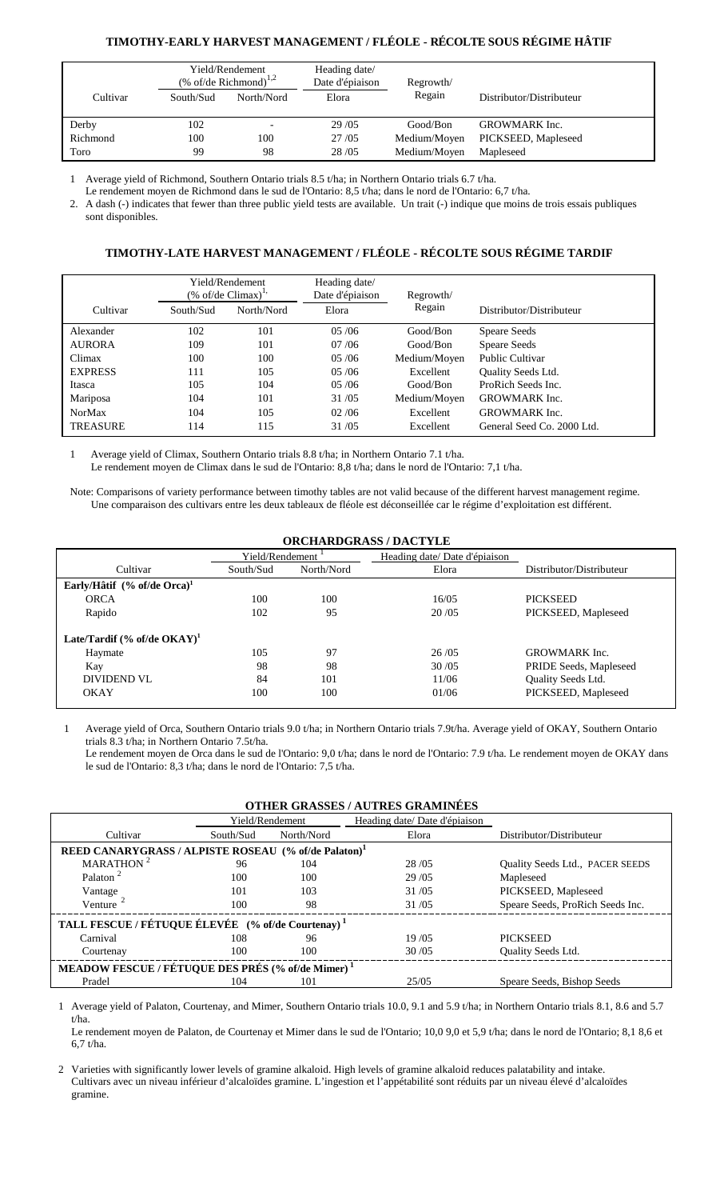## TIMOTHY-EARLY HARVEST MANAGEMENT / FLÉOLE - RÉCOLTE SOUS RÉGIME HÂTIF

| Cultivar | Yield/Rendement (% of/de Richmond)[1,2] | | Heading date/ Date d'épiaison | Regrowth/ Regain | Distributor/Distributeur |
|---|---|---|---|---|---|
| | South/Sud | North/Nord | Elora | | |
| Derby | 102 | - | 29 /05 | Good/Bon | GROWMARK Inc. |
| Richmond | 100 | 100 | 27 /05 | Medium/Moyen | PICKSEED, Mapleseed |
| Toro | 99 | 98 | 28 /05 | Medium/Moyen | Mapleseed |

1 Average yield of Richmond, Southern Ontario trials 8.5 t/ha; in Northern Ontario trials 6.7 t/ha.
Le rendement moyen de Richmond dans le sud de l'Ontario: 8,5 t/ha; dans le nord de l'Ontario: 6,7 t/ha.

2. A dash (-) indicates that fewer than three public yield tests are available. Un trait (-) indique que moins de trois essais publiques sont disponibles.

## TIMOTHY-LATE HARVEST MANAGEMENT / FLÉOLE - RÉCOLTE SOUS RÉGIME TARDIF

| Cultivar | Yield/Rendement (% of/de Climax)[1] | | Heading date/ Date d'épiaison | Regrowth/ Regain | Distributor/Distributeur |
|---|---|---|---|---|---|
| | South/Sud | North/Nord | Elora | | |
| Alexander | 102 | 101 | 05 /06 | Good/Bon | Speare Seeds |
| AURORA | 109 | 101 | 07 /06 | Good/Bon | Speare Seeds |
| Climax | 100 | 100 | 05 /06 | Medium/Moyen | Public Cultivar |
| EXPRESS | 111 | 105 | 05 /06 | Excellent | Quality Seeds Ltd. |
| Itasca | 105 | 104 | 05 /06 | Good/Bon | ProRich Seeds Inc. |
| Mariposa | 104 | 101 | 31 /05 | Medium/Moyen | GROWMARK Inc. |
| NorMax | 104 | 105 | 02 /06 | Excellent | GROWMARK Inc. |
| TREASURE | 114 | 115 | 31 /05 | Excellent | General Seed Co. 2000 Ltd. |

1 Average yield of Climax, Southern Ontario trials 8.8 t/ha; in Northern Ontario 7.1 t/ha.
Le rendement moyen de Climax dans le sud de l'Ontario: 8,8 t/ha; dans le nord de l'Ontario: 7,1 t/ha.

Note: Comparisons of variety performance between timothy tables are not valid because of the different harvest management regime.
Une comparaison des cultivars entre les deux tableaux de fléole est déconseillée car le régime d'exploitation est différent.

## ORCHARDGRASS / DACTYLE

| Cultivar | Yield/Rendement [1] | | Heading date/ Date d'épiaison | Distributor/Distributeur |
|---|---|---|---|---|
| | South/Sud | North/Nord | Elora | |
| **Early/Hâtif (% of/de Orca)[1]** | | | | |
| ORCA | 100 | 100 | 16/05 | PICKSEED |
| Rapido | 102 | 95 | 20 /05 | PICKSEED, Mapleseed |
| **Late/Tardif (% of/de OKAY)[1]** | | | | |
| Haymate | 105 | 97 | 26 /05 | GROWMARK Inc. |
| Kay | 98 | 98 | 30 /05 | PRIDE Seeds, Mapleseed |
| DIVIDEND VL | 84 | 101 | 11/06 | Quality Seeds Ltd. |
| OKAY | 100 | 100 | 01/06 | PICKSEED, Mapleseed |

1 Average yield of Orca, Southern Ontario trials 9.0 t/ha; in Northern Ontario trials 7.9t/ha. Average yield of OKAY, Southern Ontario trials 8.3 t/ha; in Northern Ontario 7.5t/ha.
Le rendement moyen de Orca dans le sud de l'Ontario: 9,0 t/ha; dans le nord de l'Ontario: 7.9 t/ha. Le rendement moyen de OKAY dans le sud de l'Ontario: 8,3 t/ha; dans le nord de l'Ontario: 7,5 t/ha.

## OTHER GRASSES / AUTRES GRAMINÉES

| Cultivar | Yield/Rendement | | Heading date/ Date d'épiaison | Distributor/Distributeur |
|---|---|---|---|---|
| | South/Sud | North/Nord | Elora | |
| **REED CANARYGRASS / ALPISTE ROSEAU (% of/de Palaton)[1]** | | | | |
| MARATHON [2] | 96 | 104 | 28 /05 | Quality Seeds Ltd., PACER SEEDS |
| Palaton [2] | 100 | 100 | 29 /05 | Mapleseed |
| Vantage | 101 | 103 | 31 /05 | PICKSEED, Mapleseed |
| Venture [2] | 100 | 98 | 31 /05 | Speare Seeds, ProRich Seeds Inc. |
| **TALL FESCUE / FÉTUQUE ÉLEVÉE (% of/de Courtenay)[1]** | | | | |
| Carnival | 108 | 96 | 19 /05 | PICKSEED |
| Courtenay | 100 | 100 | 30 /05 | Quality Seeds Ltd. |
| **MEADOW FESCUE / FÉTUQUE DES PRÉS (% of/de Mimer)[1]** | | | | |
| Pradel | 104 | 101 | 25/05 | Speare Seeds, Bishop Seeds |

1 Average yield of Palaton, Courtenay, and Mimer, Southern Ontario trials 10.0, 9.1 and 5.9 t/ha; in Northern Ontario trials 8.1, 8.6 and 5.7 t/ha.
Le rendement moyen de Palaton, de Courtenay et Mimer dans le sud de l'Ontario; 10,0 9,0 et 5,9 t/ha; dans le nord de l'Ontario; 8,1 8,6 et 6,7 t/ha.

2 Varieties with significantly lower levels of gramine alkaloid. High levels of gramine alkaloid reduces palatability and intake.
Cultivars avec un niveau inférieur d'alcaloïdes gramine. L'ingestion et l'appétabilité sont réduits par un niveau élevé d'alcaloïdes gramine.